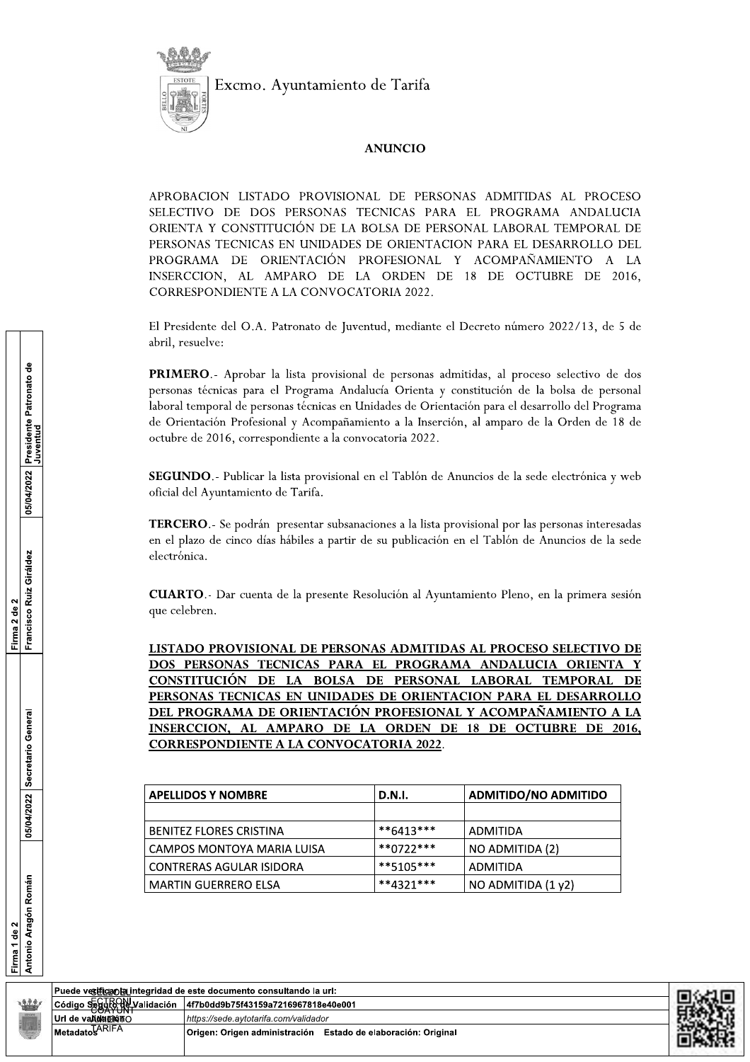Excmo. Ayuntamiento de Tarifa

## ANUNCIO

APROBACION LISTADO PROVISIONAL DE PERSONAS ADMITIDAS AL PROCESO SELECTIVO DE DOS PERSONAS TECNICAS PARA EL PROGRAMA ANDALUCIA ORIENTA Y CONSTITUCIÓN DE LA BOLSA DE PERSONAL LABORAL TEMPORAL DE PERSONAS TECNICAS EN UNIDADES DE ORIENTACION PARA EL DESARROLLO DEL PROGRAMA DE ORIENTACIÓN PROFESIONAL Y ACOMPAÑAMIENTO A LA INSERCCION, AL AMPARO DE LA ORDEN DE 18 DE OCTUBRE DE 2016, CORRESPONDIENTE A LA CONVOCATORIA 2022.

El Presidente del O.A. Patronato de Juventud, mediante el Decreto número 2022/13, de 5 de abril, resuelve:

**PRIMERO**.- Aprobar la lista provisional de personas admitidas, al proceso selectivo de dos personas técnicas para el Programa Andalucía Orienta y constitución de la bolsa de personal laboral temporal de personas técnicas en Unidades de Orientación para el desarrollo del Programa de Orientación Profesional y Acompañamiento a la Inserción, al amparo de la Orden de 18 de octubre de 2016, correspondiente a la convocatoria 2022.

**SEGUNDO**.- Publicar la lista provisional en el Tablón de Anuncios de la sede electrónica y web oficial del Ayuntamiento de Tarifa.

**TERCERO**.- Se podrán presentar subsanaciones a la lista provisional por las personas interesadas en el plazo de cinco días hábiles a partir de su publicación en el Tablón de Anuncios de la sede electrónica.

**CUARTO**.- Dar cuenta de la presente Resolución al Ayuntamiento Pleno, en la primera sesión que celebren.

**LISTADO PROVISIONAL DE PERSONAS ADMITIDAS AL PROCESO SELECTIVO DE DOS PERSONAS TECNICAS PARA EL PROGRAMA ANDALUCIA ORIENTA Y CONSTITUCIÓN DE LA BOLSA DE PERSONAL LABORAL TEMPORAL DE PERSONAS TECNICAS EN UNIDADES DE ORIENTACION PARA EL DESARROLLO DEL PROGRAMA DE ORIENTACIÓN PROFESIONAL Y ACOMPAÑAMIENTO A LA INSERCCION, AL AMPARO DE LA ORDEN DE 18 DE OCTUBRE DE 2016, CORRESPONDIENTE A LA CONVOCATORIA 2022**.

| APELLIDOS Y NOMBRE | D.N.I. | ADMITIDO/NO ADMITIDO |
|---|---|---|
| | | |
| BENITEZ FLORES CRISTINA | **6413*** | ADMITIDA |
| CAMPOS MONTOYA MARIA LUISA | **0722*** | NO ADMITIDA (2) |
| CONTRERAS AGULAR ISIDORA | **5105*** | ADMITIDA |
| MARTIN GUERRERO ELSA | **4321*** | NO ADMITIDA (1 y2) |

| Firma | Nombre | Fecha | Cargo |
|---|---|---|---|
| Firma 1 de 2 | Antonio Aragón Román | 05/04/2022 | Secretario General |
| Firma 2 de 2 | Francisco Ruiz Giráldez | 05/04/2022 | Presidente Patronato de Juventud |

| | |
|---|---|
| Puede verificar la integridad de este documento consultando la url: | |
| Código Seguro de Validación | 4f7b0dd9b75f43159a7216967818e40e001 |
| Url de validación | https://sede.aytotarifa.com/validador |
| Metadatos | Origen: Origen administración Estado de elaboración: Original |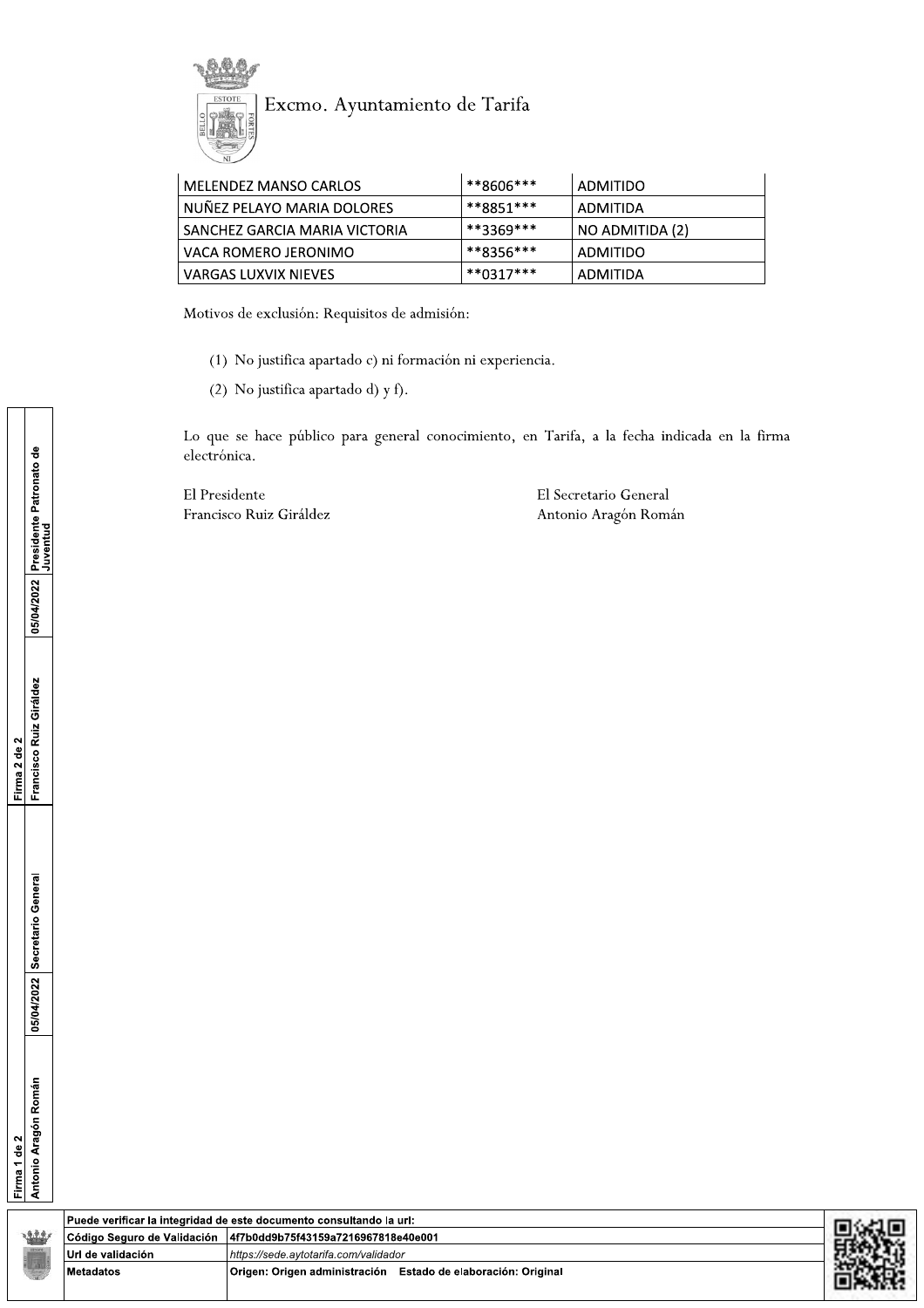| | | |
|---|---|---|
| MELENDEZ MANSO CARLOS | **8606*** | ADMITIDO |
| NUÑEZ PELAYO MARIA DOLORES | **8851*** | ADMITIDA |
| SANCHEZ GARCIA MARIA VICTORIA | **3369*** | NO ADMITIDA (2) |
| VACA ROMERO JERONIMO | **8356*** | ADMITIDO |
| VARGAS LUXVIX NIEVES | **0317*** | ADMITIDA |

Motivos de exclusión: Requisitos de admisión:

(1) No justifica apartado c) ni formación ni experiencia.

(2) No justifica apartado d) y f).

Lo que se hace público para general conocimiento, en Tarifa, a la fecha indicada en la firma electrónica.

El Presidente
Francisco Ruiz Giráldez

El Secretario General
Antonio Aragón Román